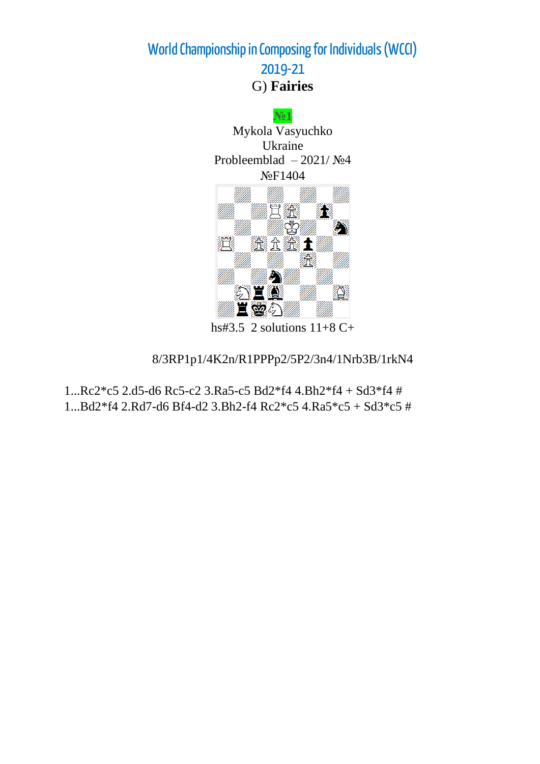# World Championship in Composing for Individuals (WCCI)

## 2019-21

### G) **Fairies**

**№1**

Mykola Vasyuchko
Ukraine
Probleemblad – 2021/ №4
№F1404

hs#3.5 2 solutions 11+8 C+

8/3RP1p1/4K2n/R1PPPp2/5P2/3n4/1Nrb3B/1rkN4

1...Rc2*c5 2.d5-d6 Rc5-c2 3.Ra5-c5 Bd2*f4 4.Bh2*f4 + Sd3*f4 #
1...Bd2*f4 2.Rd7-d6 Bf4-d2 3.Bh2-f4 Rc2*c5 4.Ra5*c5 + Sd3*c5 #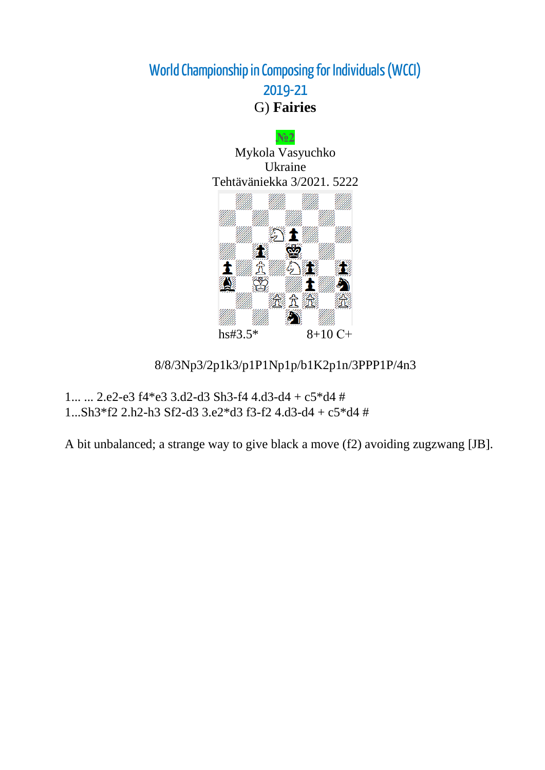# World Championship in Composing for Individuals (WCCI) 2019-21

## G) **Fairies**

**№2**

Mykola Vasyuchko
Ukraine
Tehtäväniekka 3/2021. 5222

hs#3.5* 8+10 C+

8/8/3Np3/2p1k3/p1P1Np1p/b1K2p1n/3PPP1P/4n3

1... ... 2.e2-e3 f4*e3 3.d2-d3 Sh3-f4 4.d3-d4 + c5*d4 #
1...Sh3*f2 2.h2-h3 Sf2-d3 3.e2*d3 f3-f2 4.d3-d4 + c5*d4 #

A bit unbalanced; a strange way to give black a move (f2) avoiding zugzwang [JB].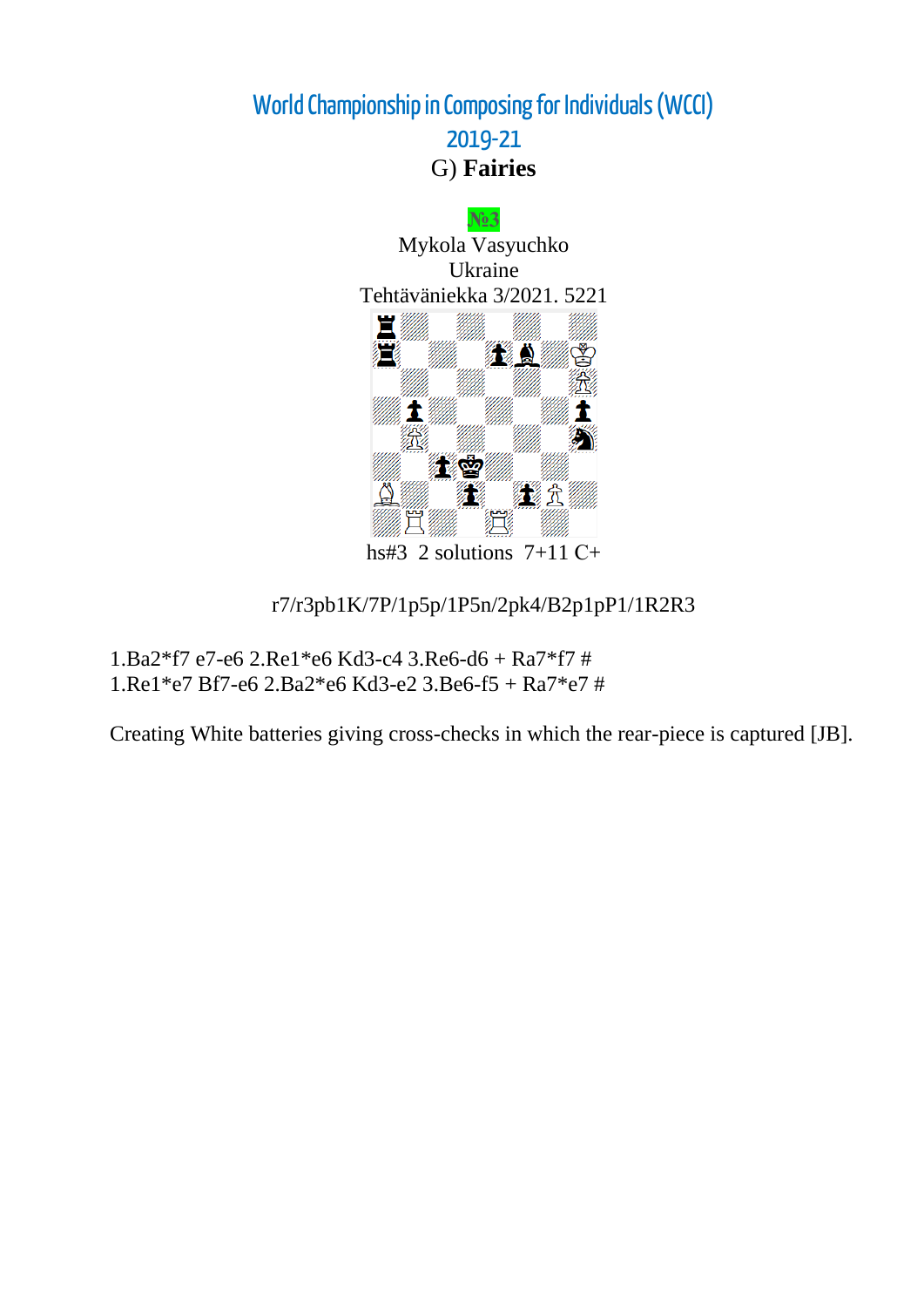# World Championship in Composing for Individuals (WCCI)
## 2019-21
### G) **Fairies**

№3
Mykola Vasyuchko
Ukraine
Tehtäväniekka 3/2021. 5221

hs#3 2 solutions 7+11 C+

r7/r3pb1K/7P/1p5p/1P5n/2pk4/B2p1pP1/1R2R3

1.Ba2*f7 e7-e6 2.Re1*e6 Kd3-c4 3.Re6-d6 + Ra7*f7 #
1.Re1*e7 Bf7-e6 2.Ba2*e6 Kd3-e2 3.Be6-f5 + Ra7*e7 #

Creating White batteries giving cross-checks in which the rear-piece is captured [JB].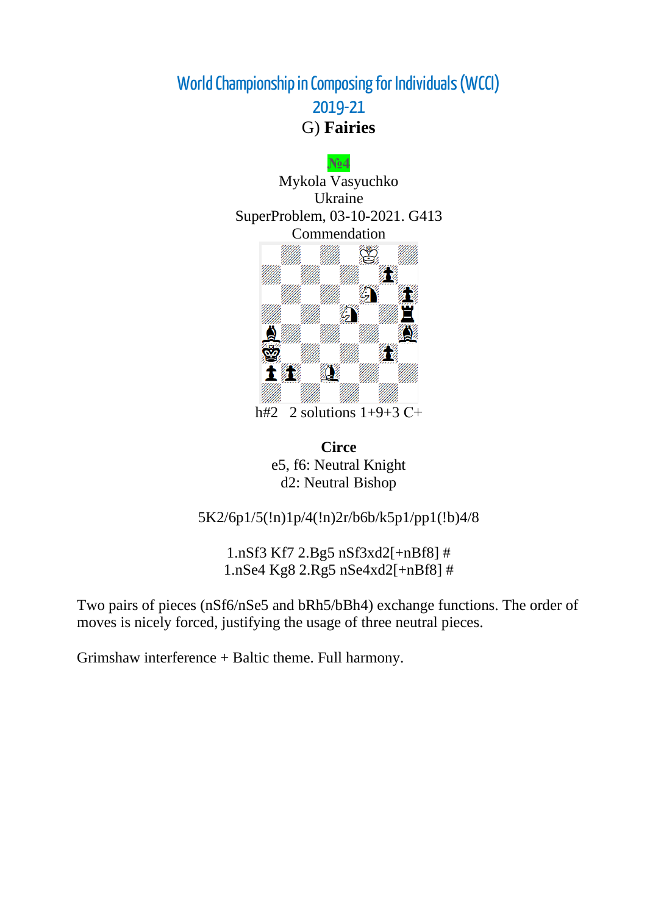# World Championship in Composing for Individuals (WCCI)

## 2019-21

### G) **Fairies**

**№4**

Mykola Vasyuchko
Ukraine
SuperProblem, 03-10-2021. G413
Commendation

h#2 2 solutions 1+9+3 C+

**Circe**
e5, f6: Neutral Knight
d2: Neutral Bishop

5K2/6p1/5(!n)1p/4(!n)2r/b6b/k5p1/pp1(!b)4/8

1.nSf3 Kf7 2.Bg5 nSf3xd2[+nBf8] #
1.nSe4 Kg8 2.Rg5 nSe4xd2[+nBf8] #

Two pairs of pieces (nSf6/nSe5 and bRh5/bBh4) exchange functions. The order of moves is nicely forced, justifying the usage of three neutral pieces.

Grimshaw interference + Baltic theme. Full harmony.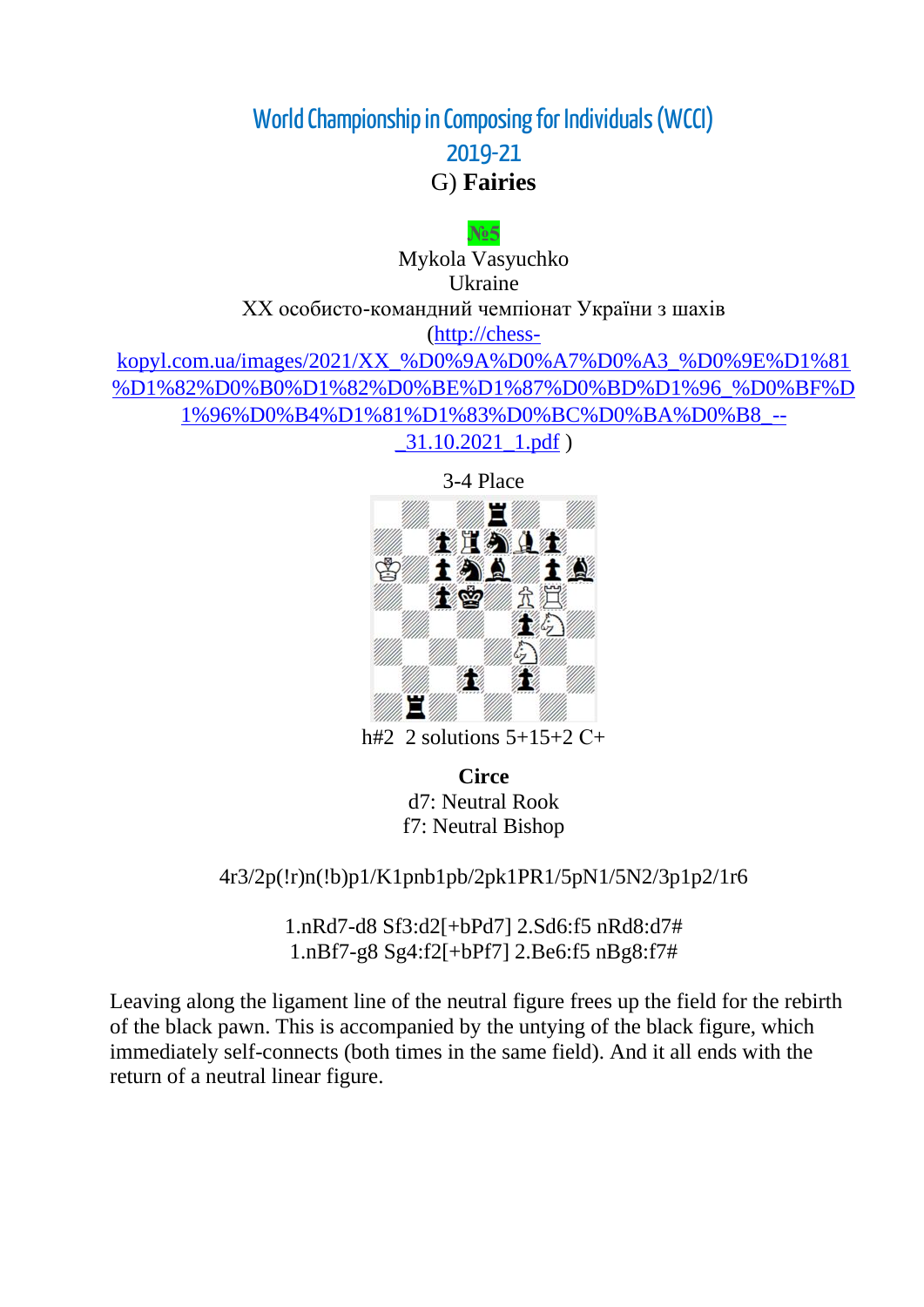# World Championship in Composing for Individuals (WCCI)

## 2019-21

### G) **Fairies**

**№5**

Mykola Vasyuchko
Ukraine
XX особисто-командний чемпіонат України з шахів
(http://chess-kopyl.com.ua/images/2021/XX_%D0%9A%D0%A7%D0%A3_%D0%9E%D1%81%D1%82%D0%B0%D1%82%D0%BE%D1%87%D0%BD%D1%96_%D0%BF%D1%96%D0%B4%D1%81%D1%83%D0%BC%D0%BA%D0%B8_--_31.10.2021_1.pdf )

3-4 Place

h#2 2 solutions 5+15+2 C+

**Circe**
d7: Neutral Rook
f7: Neutral Bishop

4r3/2p(!r)n(!b)p1/K1pnb1pb/2pk1PR1/5pN1/5N2/3p1p2/1r6

1.nRd7-d8 Sf3:d2[+bPd7] 2.Sd6:f5 nRd8:d7#
1.nBf7-g8 Sg4:f2[+bPf7] 2.Be6:f5 nBg8:f7#

Leaving along the ligament line of the neutral figure frees up the field for the rebirth of the black pawn. This is accompanied by the untying of the black figure, which immediately self-connects (both times in the same field). And it all ends with the return of a neutral linear figure.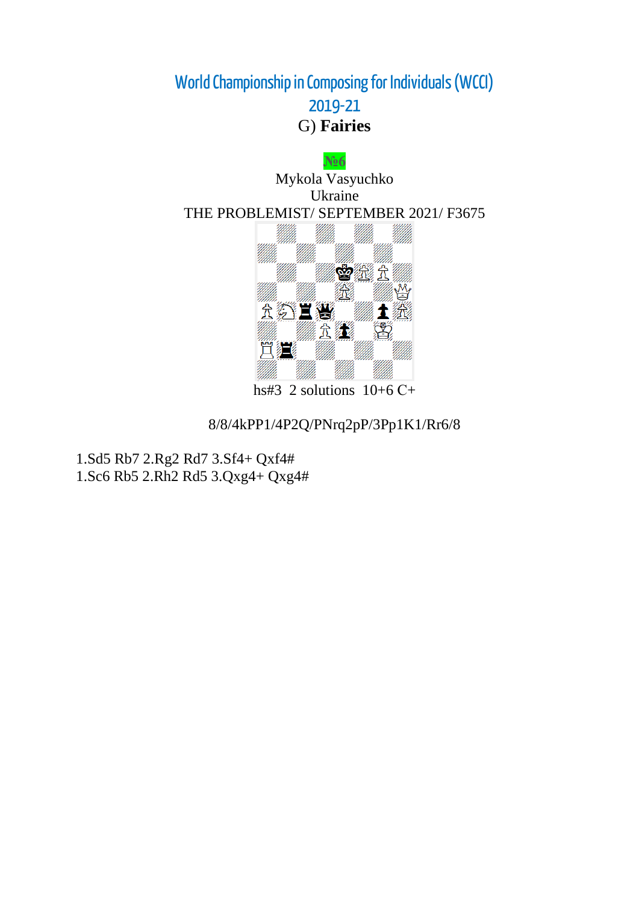# World Championship in Composing for Individuals (WCCI)

## 2019-21

### G) **Fairies**

**№6**

Mykola Vasyuchko

Ukraine

THE PROBLEMIST/ SEPTEMBER 2021/ F3675

hs#3 2 solutions 10+6 C+

8/8/4kPP1/4P2Q/PNrq2pP/3Pp1K1/Rr6/8

1.Sd5 Rb7 2.Rg2 Rd7 3.Sf4+ Qxf4#

1.Sc6 Rb5 2.Rh2 Rd5 3.Qxg4+ Qxg4#